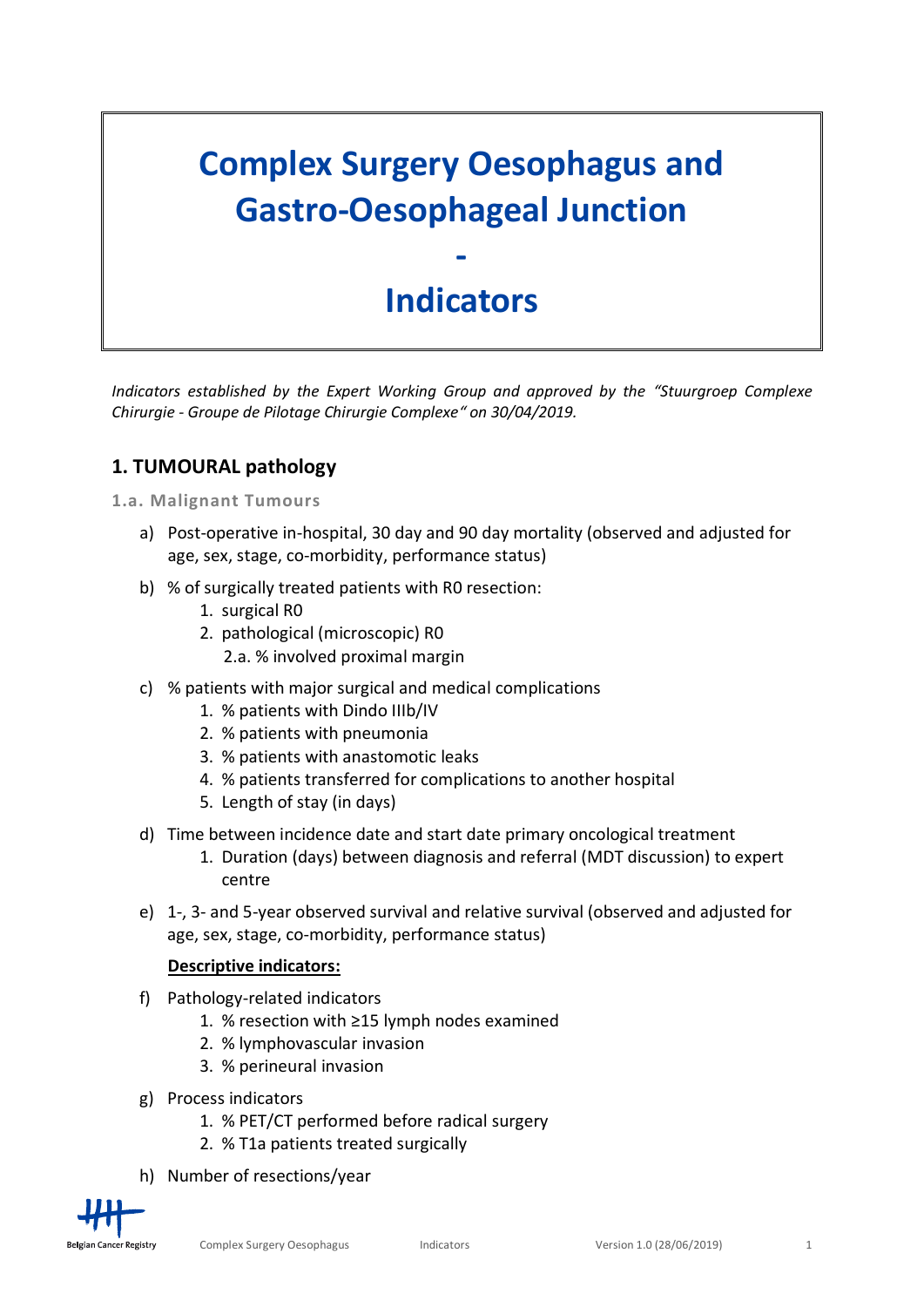# Complex Surgery Oesophagus and Gastro-Oesophageal Junction

# -

# Indicators

*Indicators established by the Expert Working Group and approved by the "Stuurgroep Complexe Chirurgie - Groupe de Pilotage Chirurgie Complexe" on 30/04/2019.*

## 1. TUMOURAL pathology

### 1.a. Malignant Tumours

a) Post-operative in-hospital, 30 day and 90 day mortality (observed and adjusted for age, sex, stage, co-morbidity, performance status)

b) % of surgically treated patients with R0 resection:
   1. surgical R0
   2. pathological (microscopic) R0
      2.a. % involved proximal margin

c) % patients with major surgical and medical complications
   1. % patients with Dindo IIIb/IV
   2. % patients with pneumonia
   3. % patients with anastomotic leaks
   4. % patients transferred for complications to another hospital
   5. Length of stay (in days)

d) Time between incidence date and start date primary oncological treatment
   1. Duration (days) between diagnosis and referral (MDT discussion) to expert centre

e) 1-, 3- and 5-year observed survival and relative survival (observed and adjusted for age, sex, stage, co-morbidity, performance status)

**Descriptive indicators:**

f) Pathology-related indicators
   1. % resection with ≥15 lymph nodes examined
   2. % lymphovascular invasion
   3. % perineural invasion

g) Process indicators
   1. % PET/CT performed before radical surgery
   2. % T1a patients treated surgically

h) Number of resections/year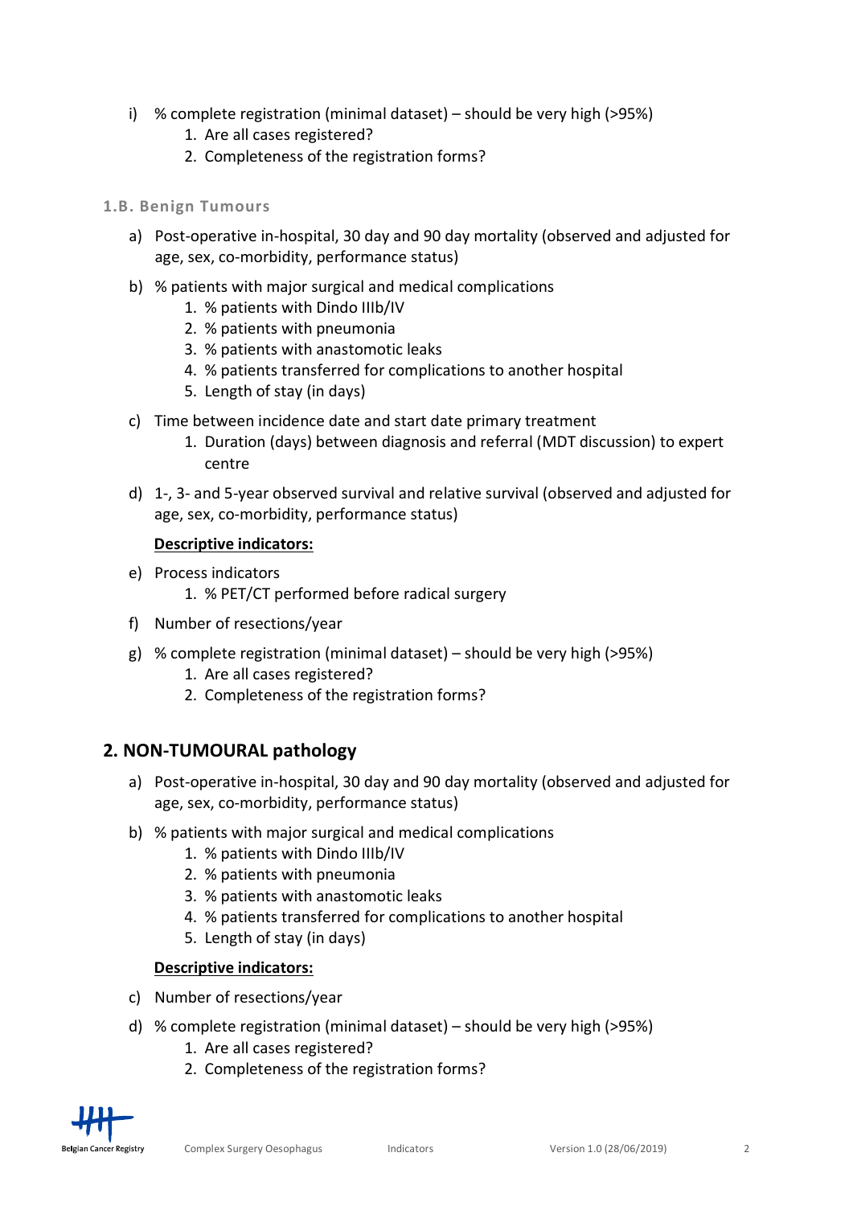i) % complete registration (minimal dataset) – should be very high (>95%)
   1. Are all cases registered?
   2. Completeness of the registration forms?

### 1.B. Benign Tumours

a) Post-operative in-hospital, 30 day and 90 day mortality (observed and adjusted for age, sex, co-morbidity, performance status)

b) % patients with major surgical and medical complications
   1. % patients with Dindo IIIb/IV
   2. % patients with pneumonia
   3. % patients with anastomotic leaks
   4. % patients transferred for complications to another hospital
   5. Length of stay (in days)

c) Time between incidence date and start date primary treatment
   1. Duration (days) between diagnosis and referral (MDT discussion) to expert centre

d) 1-, 3- and 5-year observed survival and relative survival (observed and adjusted for age, sex, co-morbidity, performance status)

**Descriptive indicators:**

e) Process indicators
   1. % PET/CT performed before radical surgery

f) Number of resections/year

g) % complete registration (minimal dataset) – should be very high (>95%)
   1. Are all cases registered?
   2. Completeness of the registration forms?

## 2. NON-TUMOURAL pathology

a) Post-operative in-hospital, 30 day and 90 day mortality (observed and adjusted for age, sex, co-morbidity, performance status)

b) % patients with major surgical and medical complications
   1. % patients with Dindo IIIb/IV
   2. % patients with pneumonia
   3. % patients with anastomotic leaks
   4. % patients transferred for complications to another hospital
   5. Length of stay (in days)

**Descriptive indicators:**

c) Number of resections/year

d) % complete registration (minimal dataset) – should be very high (>95%)
   1. Are all cases registered?
   2. Completeness of the registration forms?